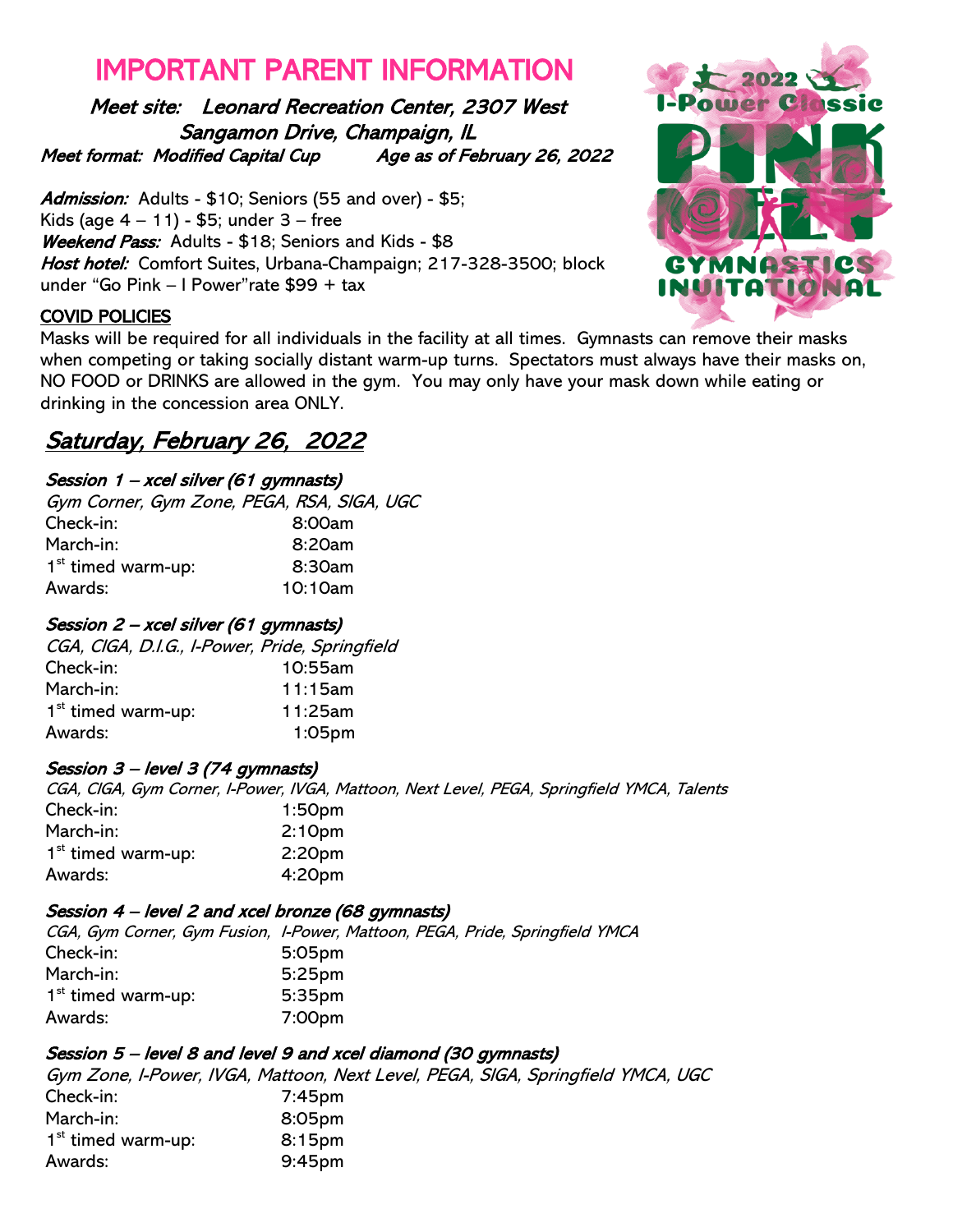# IMPORTANT PARENT INFORMATION

***Meet site:*** ***Leonard Recreation Center, 2307 West Sangamon Drive, Champaign, IL***

***Meet format: Modified Capital Cup*** ***Age as of February 26, 2022***

***Admission:*** Adults - $10; Seniors (55 and over) - $5; Kids (age 4 – 11) - $5; under 3 – free

***Weekend Pass:*** Adults - $18; Seniors and Kids - $8

***Host hotel:*** Comfort Suites, Urbana-Champaign; 217-328-3500; block under "Go Pink – I Power"rate $99 + tax

## COVID POLICIES

Masks will be required for all individuals in the facility at all times. Gymnasts can remove their masks when competing or taking socially distant warm-up turns. Spectators must always have their masks on, NO FOOD or DRINKS are allowed in the gym. You may only have your mask down while eating or drinking in the concession area ONLY.

## *Saturday, February 26, 2022*

### *Session 1 – xcel silver (61 gymnasts)*

*Gym Corner, Gym Zone, PEGA, RSA, SIGA, UGC*

| | |
|---|---|
| Check-in: | 8:00am |
| March-in: | 8:20am |
| 1st timed warm-up: | 8:30am |
| Awards: | 10:10am |

### *Session 2 – xcel silver (61 gymnasts)*

*CGA, CIGA, D.I.G., I-Power, Pride, Springfield*

| | |
|---|---|
| Check-in: | 10:55am |
| March-in: | 11:15am |
| 1st timed warm-up: | 11:25am |
| Awards: | 1:05pm |

### *Session 3 – level 3 (74 gymnasts)*

*CGA, CIGA, Gym Corner, I-Power, IVGA, Mattoon, Next Level, PEGA, Springfield YMCA, Talents*

| | |
|---|---|
| Check-in: | 1:50pm |
| March-in: | 2:10pm |
| 1st timed warm-up: | 2:20pm |
| Awards: | 4:20pm |

### *Session 4 – level 2 and xcel bronze (68 gymnasts)*

*CGA, Gym Corner, Gym Fusion, I-Power, Mattoon, PEGA, Pride, Springfield YMCA*

| | |
|---|---|
| Check-in: | 5:05pm |
| March-in: | 5:25pm |
| 1st timed warm-up: | 5:35pm |
| Awards: | 7:00pm |

### *Session 5 – level 8 and level 9 and xcel diamond (30 gymnasts)*

*Gym Zone, I-Power, IVGA, Mattoon, Next Level, PEGA, SIGA, Springfield YMCA, UGC*

| | |
|---|---|
| Check-in: | 7:45pm |
| March-in: | 8:05pm |
| 1st timed warm-up: | 8:15pm |
| Awards: | 9:45pm |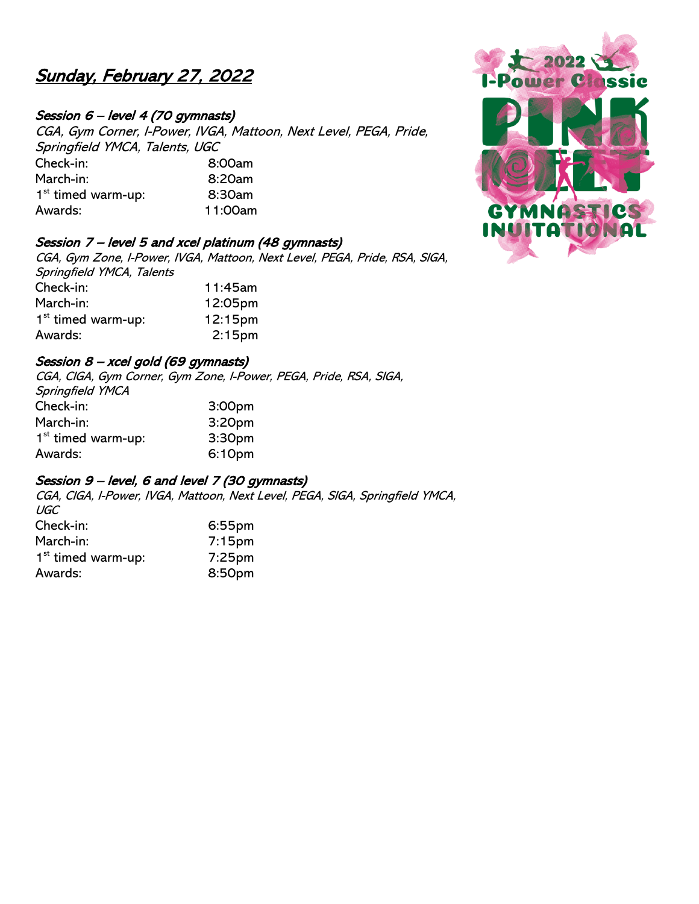# *Sunday, February 27, 2022*

### *Session 6 – level 4 (70 gymnasts)*

*CGA, Gym Corner, I-Power, IVGA, Mattoon, Next Level, PEGA, Pride, Springfield YMCA, Talents, UGC*

| | |
|---|---|
| Check-in: | 8:00am |
| March-in: | 8:20am |
| 1st timed warm-up: | 8:30am |
| Awards: | 11:00am |

### *Session 7 – level 5 and xcel platinum (48 gymnasts)*

*CGA, Gym Zone, I-Power, IVGA, Mattoon, Next Level, PEGA, Pride, RSA, SIGA, Springfield YMCA, Talents*

| | |
|---|---|
| Check-in: | 11:45am |
| March-in: | 12:05pm |
| 1st timed warm-up: | 12:15pm |
| Awards: | 2:15pm |

### *Session 8 – xcel gold (69 gymnasts)*

*CGA, CIGA, Gym Corner, Gym Zone, I-Power, PEGA, Pride, RSA, SIGA, Springfield YMCA*

| | |
|---|---|
| Check-in: | 3:00pm |
| March-in: | 3:20pm |
| 1st timed warm-up: | 3:30pm |
| Awards: | 6:10pm |

### *Session 9 – level, 6 and level 7 (30 gymnasts)*

*CGA, CIGA, I-Power, IVGA, Mattoon, Next Level, PEGA, SIGA, Springfield YMCA, UGC*

| | |
|---|---|
| Check-in: | 6:55pm |
| March-in: | 7:15pm |
| 1st timed warm-up: | 7:25pm |
| Awards: | 8:50pm |

2022 I-Power Classic
PINK MEET
GYMNASTICS INVITATIONAL